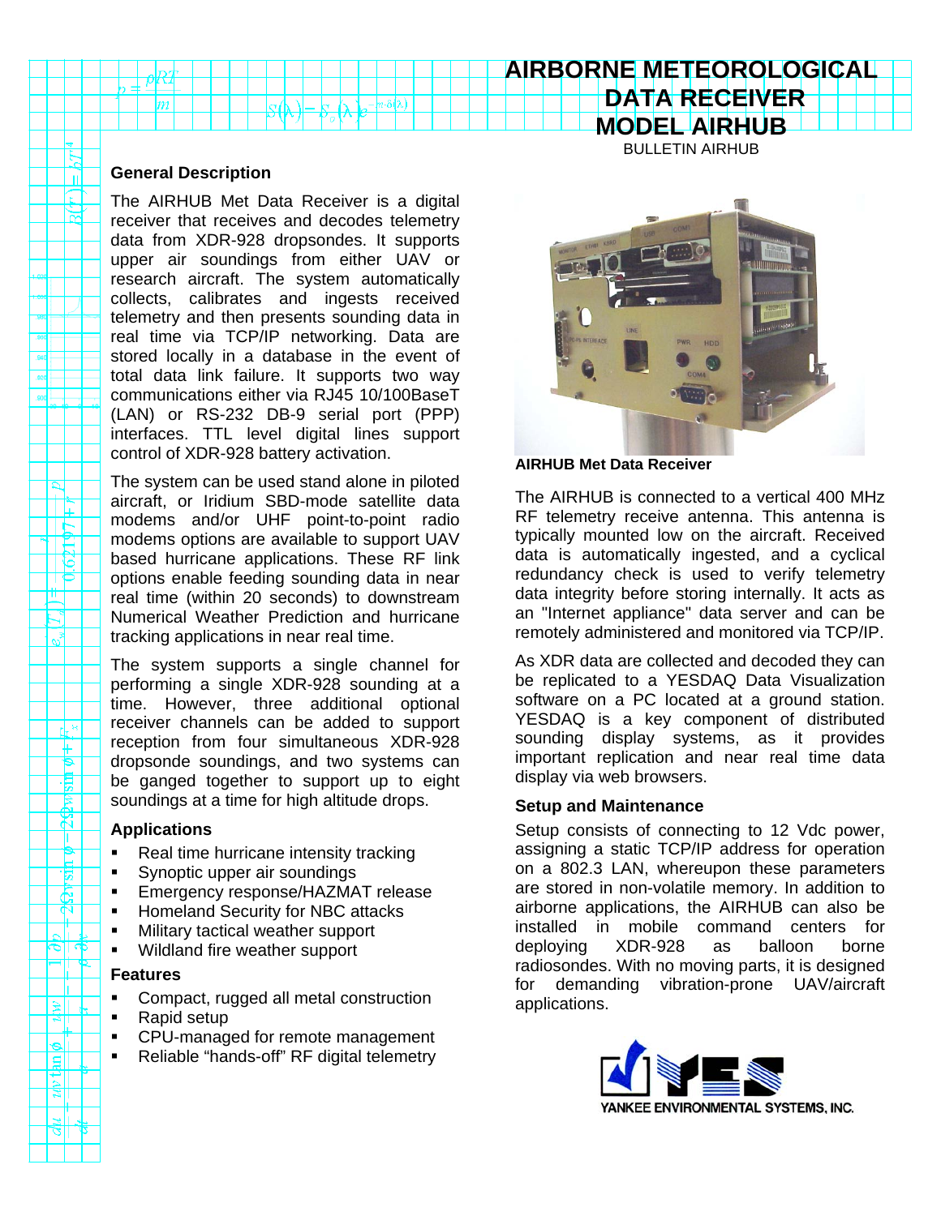# AIRBORNE METEOROLOGICAL DATA RECEIVER MODEL AIRHUB

BULLETIN AIRHUB

## General Description

The AIRHUB Met Data Receiver is a digital receiver that receives and decodes telemetry data from XDR-928 dropsondes. It supports upper air soundings from either UAV or research aircraft. The system automatically collects, calibrates and ingests received telemetry and then presents sounding data in real time via TCP/IP networking. Data are stored locally in a database in the event of total data link failure. It supports two way communications either via RJ45 10/100BaseT (LAN) or RS-232 DB-9 serial port (PPP) interfaces. TTL level digital lines support control of XDR-928 battery activation.

The system can be used stand alone in piloted aircraft, or Iridium SBD-mode satellite data modems and/or UHF point-to-point radio modems options are available to support UAV based hurricane applications. These RF link options enable feeding sounding data in near real time (within 20 seconds) to downstream Numerical Weather Prediction and hurricane tracking applications in near real time.

The system supports a single channel for performing a single XDR-928 sounding at a time. However, three additional optional receiver channels can be added to support reception from four simultaneous XDR-928 dropsonde soundings, and two systems can be ganged together to support up to eight soundings at a time for high altitude drops.

## Applications

- Real time hurricane intensity tracking
- Synoptic upper air soundings
- Emergency response/HAZMAT release
- Homeland Security for NBC attacks
- Military tactical weather support
- Wildland fire weather support

## Features

- Compact, rugged all metal construction
- Rapid setup
- CPU-managed for remote management
- Reliable “hands-off” RF digital telemetry

**AIRHUB Met Data Receiver**

The AIRHUB is connected to a vertical 400 MHz RF telemetry receive antenna. This antenna is typically mounted low on the aircraft. Received data is automatically ingested, and a cyclical redundancy check is used to verify telemetry data integrity before storing internally. It acts as an "Internet appliance" data server and can be remotely administered and monitored via TCP/IP.

As XDR data are collected and decoded they can be replicated to a YESDAQ Data Visualization software on a PC located at a ground station. YESDAQ is a key component of distributed sounding display systems, as it provides important replication and near real time data display via web browsers.

## Setup and Maintenance

Setup consists of connecting to 12 Vdc power, assigning a static TCP/IP address for operation on a 802.3 LAN, whereupon these parameters are stored in non-volatile memory. In addition to airborne applications, the AIRHUB can also be installed in mobile command centers for deploying XDR-928 as balloon borne radiosondes. With no moving parts, it is designed for demanding vibration-prone UAV/aircraft applications.

YANKEE ENVIRONMENTAL SYSTEMS, INC.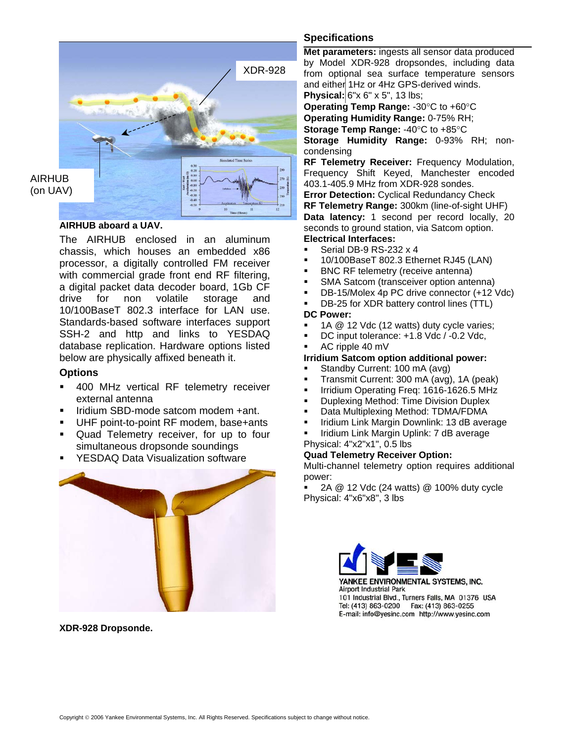XDR-928

AIRHUB
(on UAV)

Simulated Time Series

**AIRHUB aboard a UAV.**

The AIRHUB enclosed in an aluminum chassis, which houses an embedded x86 processor, a digitally controlled FM receiver with commercial grade front end RF filtering, a digital packet data decoder board, 1Gb CF drive for non volatile storage and 10/100BaseT 802.3 interface for LAN use. Standards-based software interfaces support SSH-2 and http and links to YESDAQ database replication. Hardware options listed below are physically affixed beneath it.

### Options

- 400 MHz vertical RF telemetry receiver external antenna
- Iridium SBD-mode satcom modem +ant.
- UHF point-to-point RF modem, base+ants
- Quad Telemetry receiver, for up to four simultaneous dropsonde soundings
- YESDAQ Data Visualization software

**XDR-928 Dropsonde.**

## Specifications

**Met parameters:** ingests all sensor data produced by Model XDR-928 dropsondes, including data from optional sea surface temperature sensors and either 1Hz or 4Hz GPS-derived winds.
**Physical:** 6"x 6" x 5", 13 lbs;
**Operating Temp Range:** -30°C to +60°C
**Operating Humidity Range:** 0-75% RH;
**Storage Temp Range:** -40°C to +85°C
**Storage Humidity Range:** 0-93% RH; non-condensing
**RF Telemetry Receiver:** Frequency Modulation, Frequency Shift Keyed, Manchester encoded 403.1-405.9 MHz from XDR-928 sondes.
**Error Detection:** Cyclical Redundancy Check
**RF Telemetry Range:** 300km (line-of-sight UHF)
**Data latency:** 1 second per record locally, 20 seconds to ground station, via Satcom option.
**Electrical Interfaces:**

- Serial DB-9 RS-232 x 4
- 10/100BaseT 802.3 Ethernet RJ45 (LAN)
- BNC RF telemetry (receive antenna)
- SMA Satcom (transceiver option antenna)
- DB-15/Molex 4p PC drive connector (+12 Vdc)
- DB-25 for XDR battery control lines (TTL)

**DC Power:**

- 1A @ 12 Vdc (12 watts) duty cycle varies;
- DC input tolerance: +1.8 Vdc / -0.2 Vdc,
- AC ripple 40 mV

**Irridium Satcom option additional power:**

- Standby Current: 100 mA (avg)
- Transmit Current: 300 mA (avg), 1A (peak)
- Irridium Operating Freq: 1616-1626.5 MHz
- Duplexing Method: Time Division Duplex
- Data Multiplexing Method: TDMA/FDMA
- Iridium Link Margin Downlink: 13 dB average
- Iridium Link Margin Uplink: 7 dB average

Physical: 4"x2"x1", 0.5 lbs

**Quad Telemetry Receiver Option:**

Multi-channel telemetry option requires additional power:

- 2A @ 12 Vdc (24 watts) @ 100% duty cycle

Physical: 4"x6"x8", 3 lbs

YANKEE ENVIRONMENTAL SYSTEMS, INC.
Airport Industrial Park
101 Industrial Blvd., Turners Falls, MA 01376 USA
Tel: (413) 863-0200 Fax: (413) 863-0255
E-mail: info@yesinc.com http://www.yesinc.com

Copyright © 2006 Yankee Environmental Systems, Inc. All Rights Reserved. Specifications subject to change without notice.